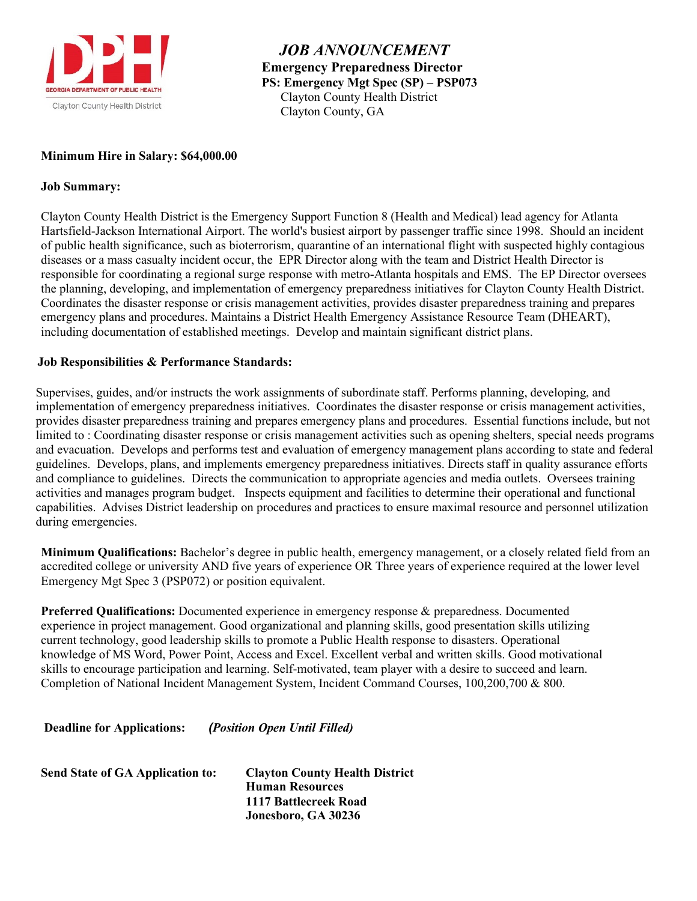GEORGIA DEPARTMENT OF PUBLIC HEALTH
Clayton County Health District

# *JOB ANNOUNCEMENT*

**Emergency Preparedness Director**
**PS: Emergency Mgt Spec (SP) – PSP073**
Clayton County Health District
Clayton County, GA

**Minimum Hire in Salary: $64,000.00**

**Job Summary:**

Clayton County Health District is the Emergency Support Function 8 (Health and Medical) lead agency for Atlanta Hartsfield-Jackson International Airport. The world's busiest airport by passenger traffic since 1998. Should an incident of public health significance, such as bioterrorism, quarantine of an international flight with suspected highly contagious diseases or a mass casualty incident occur, the EPR Director along with the team and District Health Director is responsible for coordinating a regional surge response with metro-Atlanta hospitals and EMS. The EP Director oversees the planning, developing, and implementation of emergency preparedness initiatives for Clayton County Health District. Coordinates the disaster response or crisis management activities, provides disaster preparedness training and prepares emergency plans and procedures. Maintains a District Health Emergency Assistance Resource Team (DHEART), including documentation of established meetings. Develop and maintain significant district plans.

**Job Responsibilities & Performance Standards:**

Supervises, guides, and/or instructs the work assignments of subordinate staff. Performs planning, developing, and implementation of emergency preparedness initiatives. Coordinates the disaster response or crisis management activities, provides disaster preparedness training and prepares emergency plans and procedures. Essential functions include, but not limited to : Coordinating disaster response or crisis management activities such as opening shelters, special needs programs and evacuation. Develops and performs test and evaluation of emergency management plans according to state and federal guidelines. Develops, plans, and implements emergency preparedness initiatives. Directs staff in quality assurance efforts and compliance to guidelines. Directs the communication to appropriate agencies and media outlets. Oversees training activities and manages program budget. Inspects equipment and facilities to determine their operational and functional capabilities. Advises District leadership on procedures and practices to ensure maximal resource and personnel utilization during emergencies.

**Minimum Qualifications:** Bachelor's degree in public health, emergency management, or a closely related field from an accredited college or university AND five years of experience OR Three years of experience required at the lower level Emergency Mgt Spec 3 (PSP072) or position equivalent.

**Preferred Qualifications:** Documented experience in emergency response & preparedness. Documented experience in project management. Good organizational and planning skills, good presentation skills utilizing current technology, good leadership skills to promote a Public Health response to disasters. Operational knowledge of MS Word, Power Point, Access and Excel. Excellent verbal and written skills. Good motivational skills to encourage participation and learning. Self-motivated, team player with a desire to succeed and learn. Completion of National Incident Management System, Incident Command Courses, 100,200,700 & 800.

**Deadline for Applications:** ***(Position Open Until Filled)***

**Send State of GA Application to:**
**Clayton County Health District**
**Human Resources**
**1117 Battlecreek Road**
**Jonesboro, GA 30236**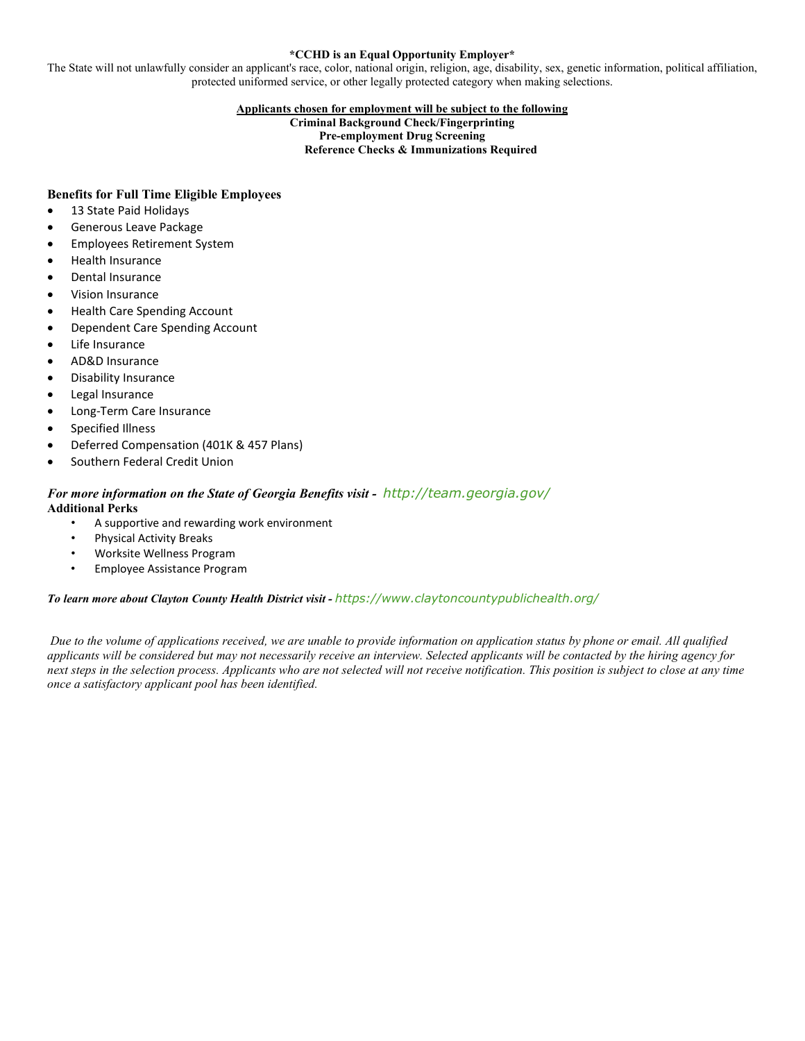**\*CCHD is an Equal Opportunity Employer\***

The State will not unlawfully consider an applicant's race, color, national origin, religion, age, disability, sex, genetic information, political affiliation, protected uniformed service, or other legally protected category when making selections.

**<u>Applicants chosen for employment will be subject to the following</u>**
**Criminal Background Check/Fingerprinting**
**Pre-employment Drug Screening**
**Reference Checks & Immunizations Required**

**Benefits for Full Time Eligible Employees**

- 13 State Paid Holidays
- Generous Leave Package
- Employees Retirement System
- Health Insurance
- Dental Insurance
- Vision Insurance
- Health Care Spending Account
- Dependent Care Spending Account
- Life Insurance
- AD&D Insurance
- Disability Insurance
- Legal Insurance
- Long-Term Care Insurance
- Specified Illness
- Deferred Compensation (401K & 457 Plans)
- Southern Federal Credit Union

***For more information on the State of Georgia Benefits visit -*** *http://team.georgia.gov/*

**Additional Perks**

- A supportive and rewarding work environment
- Physical Activity Breaks
- Worksite Wellness Program
- Employee Assistance Program

***To learn more about Clayton County Health District visit -*** *https://www.claytoncountypublichealth.org/*

*Due to the volume of applications received, we are unable to provide information on application status by phone or email. All qualified applicants will be considered but may not necessarily receive an interview. Selected applicants will be contacted by the hiring agency for next steps in the selection process. Applicants who are not selected will not receive notification. This position is subject to close at any time once a satisfactory applicant pool has been identified.*